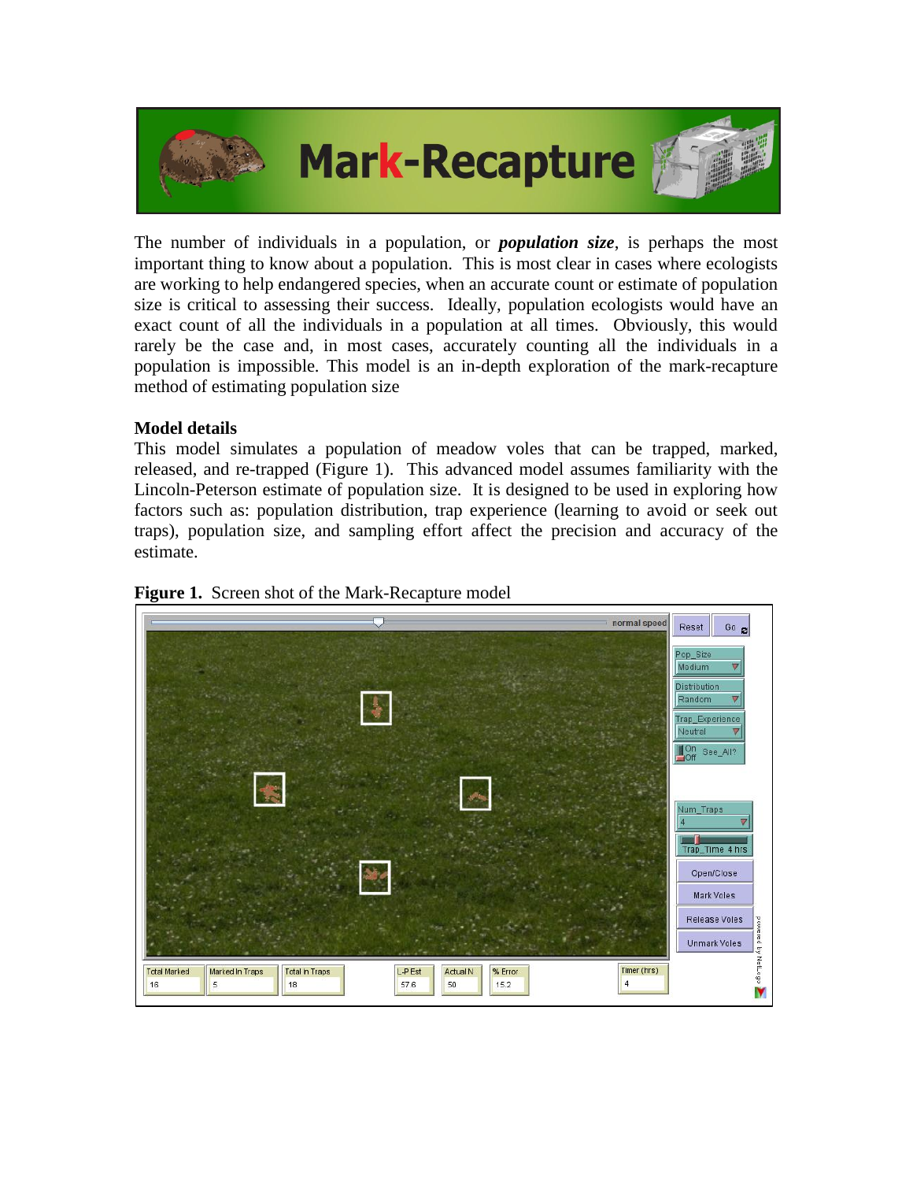# Mark-Recapture

The number of individuals in a population, or ***population size***, is perhaps the most important thing to know about a population. This is most clear in cases where ecologists are working to help endangered species, when an accurate count or estimate of population size is critical to assessing their success. Ideally, population ecologists would have an exact count of all the individuals in a population at all times. Obviously, this would rarely be the case and, in most cases, accurately counting all the individuals in a population is impossible. This model is an in-depth exploration of the mark-recapture method of estimating population size

**Model details**

This model simulates a population of meadow voles that can be trapped, marked, released, and re-trapped (Figure 1). This advanced model assumes familiarity with the Lincoln-Peterson estimate of population size. It is designed to be used in exploring how factors such as: population distribution, trap experience (learning to avoid or seek out traps), population size, and sampling effort affect the precision and accuracy of the estimate.

**Figure 1.** Screen shot of the Mark-Recapture model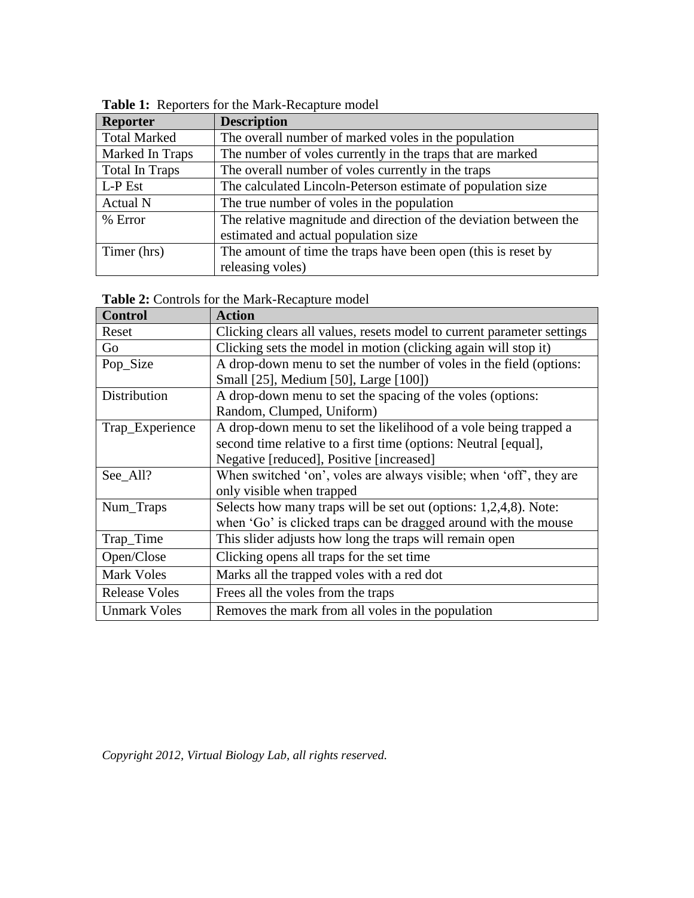**Table 1:** Reporters for the Mark-Recapture model

| Reporter | Description |
| --- | --- |
| Total Marked | The overall number of marked voles in the population |
| Marked In Traps | The number of voles currently in the traps that are marked |
| Total In Traps | The overall number of voles currently in the traps |
| L-P Est | The calculated Lincoln-Peterson estimate of population size |
| Actual N | The true number of voles in the population |
| % Error | The relative magnitude and direction of the deviation between the estimated and actual population size |
| Timer (hrs) | The amount of time the traps have been open (this is reset by releasing voles) |

**Table 2:** Controls for the Mark-Recapture model

| Control | Action |
| --- | --- |
| Reset | Clicking clears all values, resets model to current parameter settings |
| Go | Clicking sets the model in motion (clicking again will stop it) |
| Pop_Size | A drop-down menu to set the number of voles in the field (options: Small [25], Medium [50], Large [100]) |
| Distribution | A drop-down menu to set the spacing of the voles (options: Random, Clumped, Uniform) |
| Trap_Experience | A drop-down menu to set the likelihood of a vole being trapped a second time relative to a first time (options: Neutral [equal], Negative [reduced], Positive [increased] |
| See_All? | When switched 'on', voles are always visible; when 'off', they are only visible when trapped |
| Num_Traps | Selects how many traps will be set out (options: 1,2,4,8). Note: when 'Go' is clicked traps can be dragged around with the mouse |
| Trap_Time | This slider adjusts how long the traps will remain open |
| Open/Close | Clicking opens all traps for the set time |
| Mark Voles | Marks all the trapped voles with a red dot |
| Release Voles | Frees all the voles from the traps |
| Unmark Voles | Removes the mark from all voles in the population |

*Copyright 2012, Virtual Biology Lab, all rights reserved.*